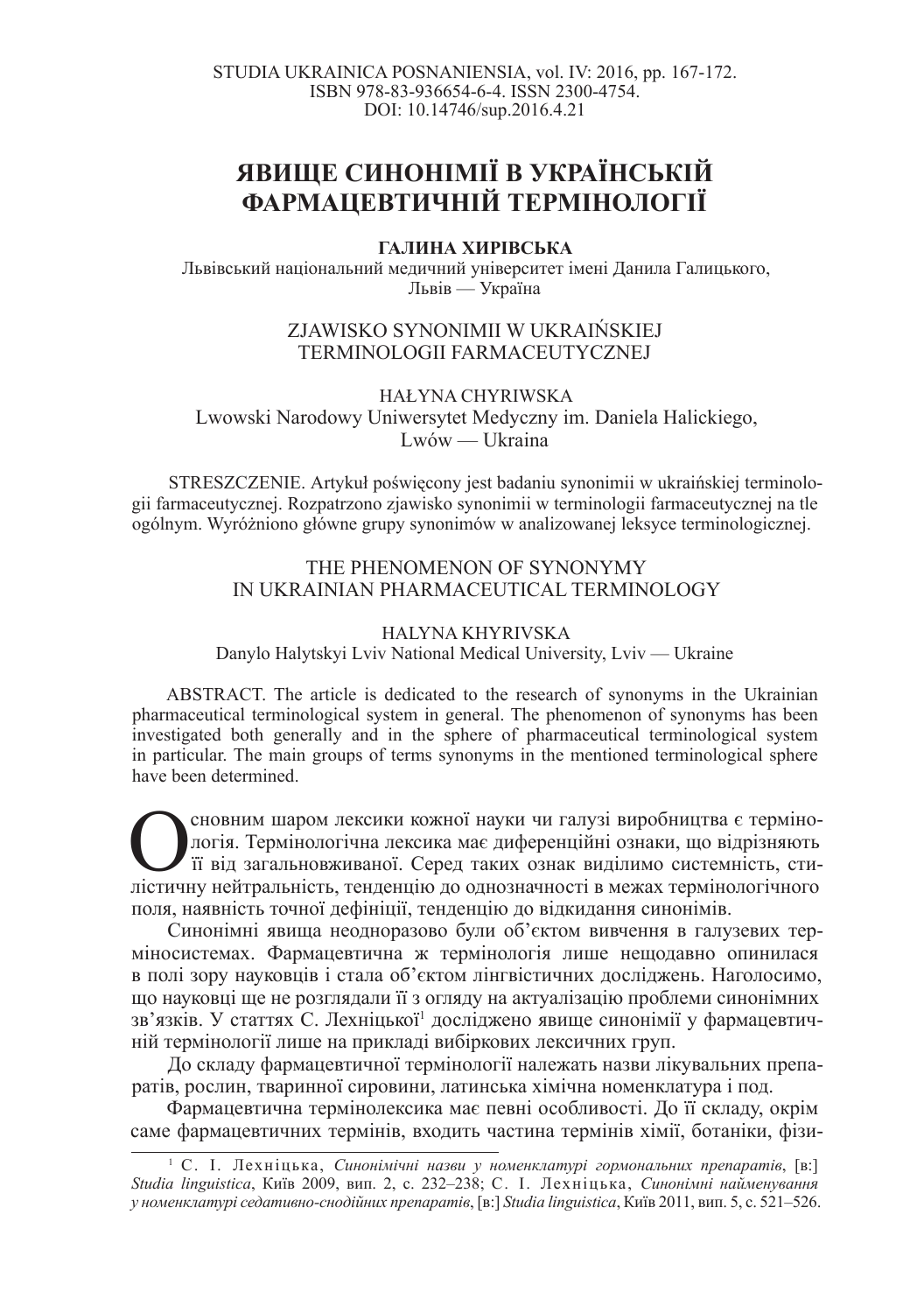STUDIA UKRAINICA POSNANIENSIA, vol. IV: 2016, pp. 167-172.
ISBN 978-83-936654-6-4. ISSN 2300-4754.
DOI: 10.14746/sup.2016.4.21

# ЯВИЩЕ СИНОНІМІЇ В УКРАЇНСЬКІЙ ФАРМАЦЕВТИЧНІЙ ТЕРМІНОЛОГІЇ

**ГАЛИНА ХИРІВСЬКА**
Львівський національний медичний університет імені Данила Галицького,
Львів — Україна

## ZJAWISKO SYNONIMII W UKRAIŃSKIEJ TERMINOLOGII FARMACEUTYCZNEJ

HAŁYNA CHYRIWSKA
Lwowski Narodowy Uniwersytet Medyczny im. Daniela Halickiego,
Lwów — Ukraina

STRESZCZENIE. Artykuł poświęcony jest badaniu synonimii w ukraińskiej terminologii farmaceutycznej. Rozpatrzono zjawisko synonimii w terminologii farmaceutycznej na tle ogólnym. Wyróżniono główne grupy synonimów w analizowanej leksyce terminologicznej.

## THE PHENOMENON OF SYNONYMY IN UKRAINIAN PHARMACEUTICAL TERMINOLOGY

HALYNA KHYRIVSKA
Danylo Halytskyi Lviv National Medical University, Lviv — Ukraine

ABSTRACT. The article is dedicated to the research of synonyms in the Ukrainian pharmaceutical terminological system in general. The phenomenon of synonyms has been investigated both generally and in the sphere of pharmaceutical terminological system in particular. The main groups of terms synonyms in the mentioned terminological sphere have been determined.

Основним шаром лексики кожної науки чи галузі виробництва є термінологія. Термінологічна лексика має диференційні ознаки, що відрізняють її від загальновживаної. Серед таких ознак виділимо системність, стилістичну нейтральність, тенденцію до однозначності в межах термінологічного поля, наявність точної дефініції, тенденцію до відкидання синонімів.

Синонімні явища неодноразово були об'єктом вивчення в галузевих терміносистемах. Фармацевтична ж термінологія лише нещодавно опинилася в полі зору науковців і стала об'єктом лінгвістичних досліджень. Наголосимо, що науковці ще не розглядали її з огляду на актуалізацію проблеми синонімних зв'язків. У статтях С. Лехніцької[1] досліджено явище синонімії у фармацевтичній термінології лише на прикладі вибіркових лексичних груп.

До складу фармацевтичної термінології належать назви лікувальних препаратів, рослин, тваринної сировини, латинська хімічна номенклатура і под.

Фармацевтична терміносистема має певні особливості. До її складу, окрім саме фармацевтичних термінів, входить частина термінів хімії, ботаніки, фізи-

---

[1] С. І. Лехніцька, *Синонімічні назви у номенклатурі гормональних препаратів*, [в:] *Studia linguistica*, Київ 2009, вип. 2, с. 232–238; С. І. Лехніцька, *Синонімні найменування у номенклатурі седативно-снодійних препаратів*, [в:] *Studia linguistica*, Київ 2011, вип. 5, с. 521–526.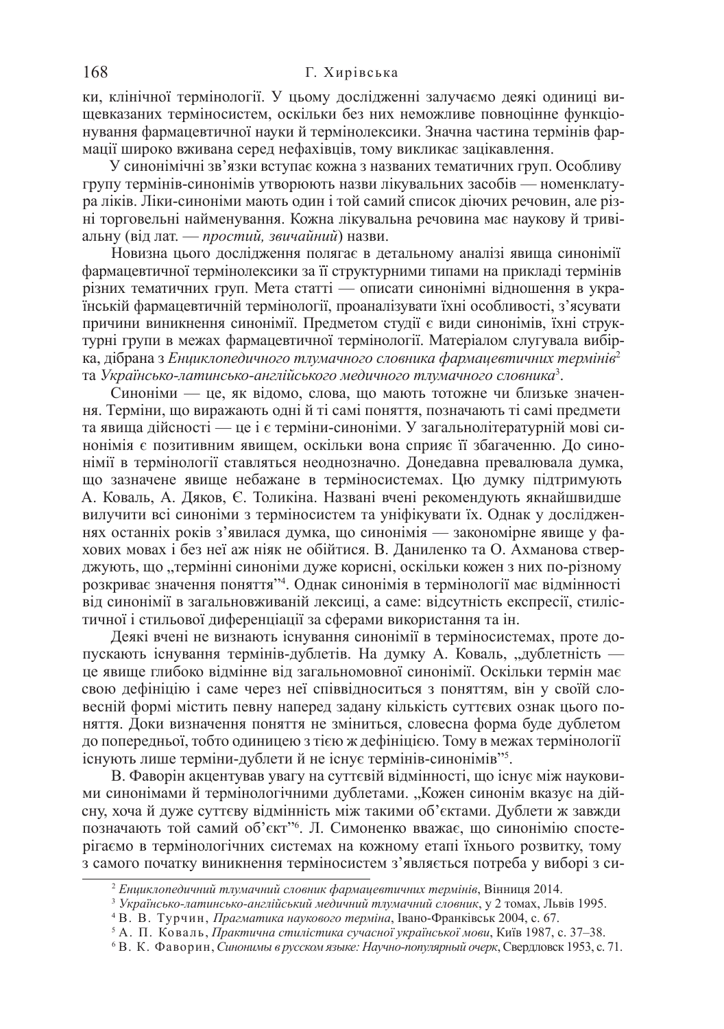ки, клінічної термінології. У цьому дослідженні залучаємо деякі одиниці вищевказаних терміносистем, оскільки без них неможливе повноцінне функціонування фармацевтичної науки й термінолексики. Значна частина термінів фармації широко вживана серед нефахівців, тому викликає зацікавлення.

У синонімічні зв'язки вступає кожна з названих тематичних груп. Особливу групу термінів-синонімів утворюють назви лікувальних засобів — номенклатура ліків. Ліки-синоніми мають один і той самий список діючих речовин, але різні торговельні найменування. Кожна лікувальна речовина має наукову й тривіальну (від лат. — *простий, звичайний*) назви.

Новизна цього дослідження полягає в детальному аналізі явища синонімії фармацевтичної термінолексики за її структурними типами на прикладі термінів різних тематичних груп. Мета статті — описати синонімні відношення в українській фармацевтичній термінології, проаналізувати їхні особливості, з'ясувати причини виникнення синонімії. Предметом студії є види синонімів, їхні структурні групи в межах фармацевтичної термінології. Матеріалом слугувала вибірка, дібрана з *Енциклопедичного тлумачного словника фармацевтичних термінів*[2] та *Українсько-латинсько-англійського медичного тлумачного словника*[3].

Синоніми — це, як відомо, слова, що мають тотожне чи близьке значення. Терміни, що виражають одні й ті самі поняття, позначають ті самі предмети та явища дійсності — це і є терміни-синоніми. У загальнолітературній мові синонімія є позитивним явищем, оскільки вона сприяє її збагаченню. До синонімії в термінології ставляться неоднозначно. Донедавна превалювала думка, що зазначене явище небажане в терміносистемах. Цю думку підтримують А. Коваль, А. Дяков, Є. Толикіна. Названі вчені рекомендують якнайшвидше вилучити всі синоніми з терміносистем та уніфікувати їх. Однак у дослідженнях останніх років з'явилася думка, що синонімія — закономірне явище у фахових мовах і без неї аж ніяк не обійтися. В. Даниленко та О. Ахманова стверджують, що „термінні синоніми дуже корисні, оскільки кожен з них по-різному розкриває значення поняття"[4]. Однак синонімія в термінології має відмінності від синонімії в загальновживаній лексиці, а саме: відсутність експресії, стилістичної і стильової диференціації за сферами використання та ін.

Деякі вчені не визнають існування синонімії в терміносистемах, проте допускають існування термінів-дублетів. На думку А. Коваль, „дублетність — це явище глибоко відмінне від загальномовної синонімії. Оскільки термін має свою дефініцію і саме через неї співвідноситься з поняттям, він у своїй словесній формі містить певну наперед задану кількість суттєвих ознак цього поняття. Доки визначення поняття не зміниться, словесна форма буде дублетом до попередньої, тобто одиницею з тією ж дефініцією. Тому в межах термінології існують лише терміни-дублети й не існує термінів-синонімів"[5].

В. Фаворін акцентував увагу на суттєвій відмінності, що існує між науковими синонімами й термінологічними дублетами. „Кожен синонім вказує на дійсну, хоча й дуже суттєву відмінність між такими об'єктами. Дублети ж завжди позначають той самий об'єкт"[6]. Л. Симоненко вважає, що синонімію спостерігаємо в термінологічних системах на кожному етапі їхнього розвитку, тому з самого початку виникнення терміносистем з'являється потреба у виборі з си-

---

[2] *Енциклопедичний тлумачний словник фармацевтичних термінів*, Вінниця 2014.

[3] *Українсько-латинсько-англійський медичний тлумачний словник*, у 2 томах, Львів 1995.

[4] В. В. Турчин, *Прагматика наукового терміна*, Івано-Франківськ 2004, с. 67.

[5] А. П. Коваль, *Практична стилістика сучасної української мови*, Київ 1987, с. 37–38.

[6] В. К. Фаворин, *Синонимы в русском языке: Научно-популярный очерк*, Свердловск 1953, с. 71.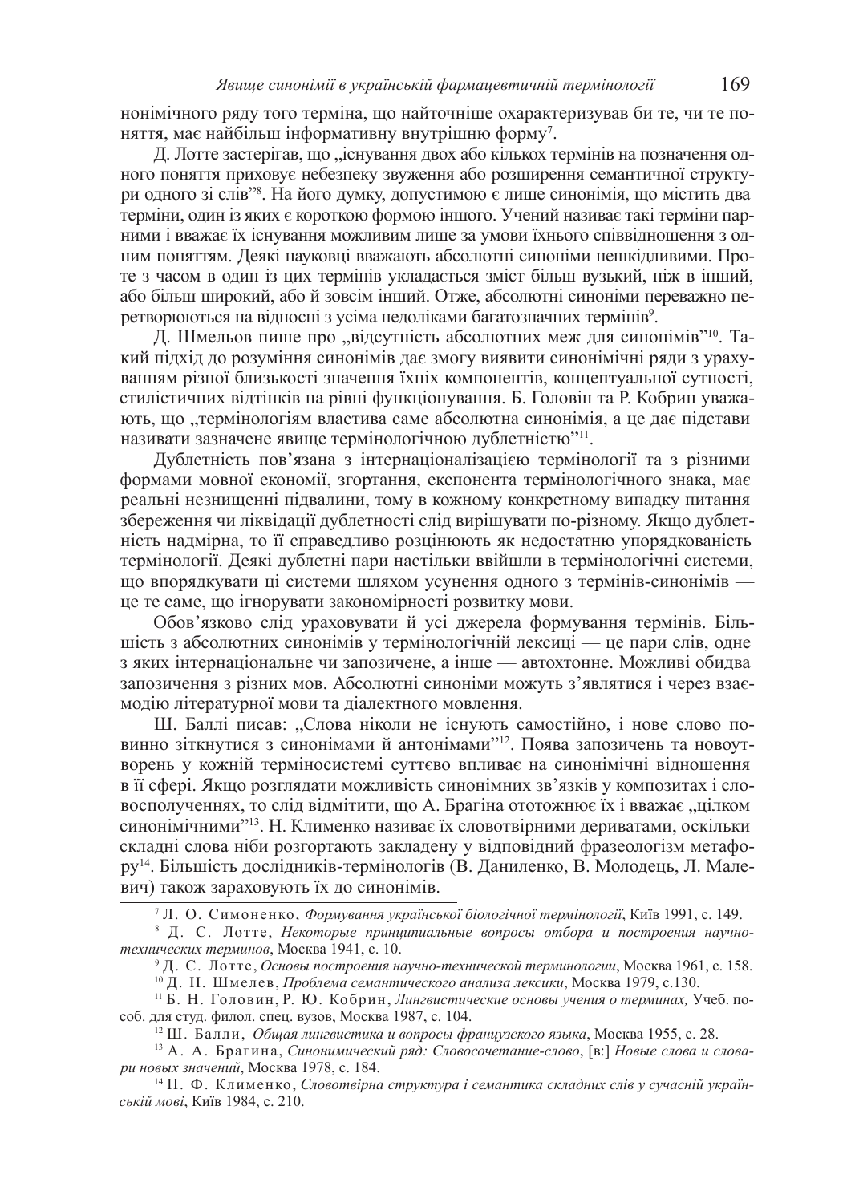нонімічного ряду того терміна, що найточніше охарактеризував би те, чи те поняття, має найбільш інформативну внутрішню форму[7].

Д. Лотте застерігав, що „існування двох або кількох термінів на позначення одного поняття приховує небезпеку звуження або розширення семантичної структури одного зі слів"[8]. На його думку, допустимою є лише синонімія, що містить два терміни, один із яких є короткою формою іншого. Учений називає такі терміни парними і вважає їх існування можливим лише за умови їхнього співвідношення з одним поняттям. Деякі науковці вважають абсолютні синоніми нешкідливими. Проте з часом в один із цих термінів укладається зміст більш вузький, ніж в інший, або більш широкий, або й зовсім інший. Отже, абсолютні синоніми переважно перетворюються на відносні з усіма недоліками багатозначних термінів[9].

Д. Шмельов пише про „відсутність абсолютних меж для синонімів"[10]. Такий підхід до розуміння синонімів дає змогу виявити синонімічні ряди з урахуванням різної близькості значення їхніх компонентів, концептуальної сутності, стилістичних відтінків на рівні функціонування. Б. Головін та Р. Кобрин уважають, що „термінологіям властива саме абсолютна синонімія, а це дає підстави називати зазначене явище термінологічною дублетністю"[11].

Дублетність пов'язана з інтернаціоналізацією термінології та з різними формами мовної економії, згортання, експонента термінологічного знака, має реальні незнищенні підвалини, тому в кожному конкретному випадку питання збереження чи ліквідації дублетності слід вирішувати по-різному. Якщо дублетність надмірна, то її справедливо розцінюють як недостатню упорядкованість термінології. Деякі дублетні пари настільки ввійшли в термінологічні системи, що впорядкувати ці системи шляхом усунення одного з термінів-синонімів — це те саме, що ігнорувати закономірності розвитку мови.

Обов'язково слід ураховувати й усі джерела формування термінів. Більшість з абсолютних синонімів у термінологічній лексиці — це пари слів, одне з яких інтернаціональне чи запозичене, а інше — автохтонне. Можливі обидва запозичення з різних мов. Абсолютні синоніми можуть з'являтися і через взаємодію літературної мови та діалектного мовлення.

Ш. Баллі писав: „Слова ніколи не існують самостійно, і нове слово повинно зіткнутися з синонімами й антонімами"[12]. Поява запозичень та новоутворень у кожній терміносистемі суттєво впливає на синонімічні відношення в її сфері. Якщо розглядати можливість синонімних зв'язків у композитах і словосполученнях, то слід відмітити, що А. Брагіна ототожнює їх і вважає „цілком синонімічними"[13]. Н. Клименко називає їх словотвірними дериватами, оскільки складні слова ніби розгортають закладену у відповідний фразеологізм метафору[14]. Більшість дослідників-термінологів (В. Даниленко, В. Молодець, Л. Малевич) також зараховують їх до синонімів.

---

[7] Л. О. Симоненко, *Формування української біологічної термінології*, Київ 1991, с. 149.

[8] Д. С. Лотте, *Некоторые принципиальные вопросы отбора и построения научно-технических терминов*, Москва 1941, с. 10.

[9] Д. С. Лотте, *Основы построения научно-технической терминологии*, Москва 1961, с. 158.

[10] Д. Н. Шмелев, *Проблема семантического анализа лексики*, Москва 1979, с.130.

[11] Б. Н. Головин, Р. Ю. Кобрин, *Лингвистические основы учения о терминах,* Учеб. пособ. для студ. филол. спец. вузов, Москва 1987, с. 104.

[12] Ш. Балли, *Общая лингвистика и вопросы французского языка*, Москва 1955, с. 28.

[13] А. А. Брагина, *Синонимический ряд: Словосочетание-слово*, [в:] *Новые слова и словари новых значений*, Москва 1978, с. 184.

[14] Н. Ф. Клименко, *Словотвірна структура і семантика складних слів у сучасній українській мові*, Київ 1984, с. 210.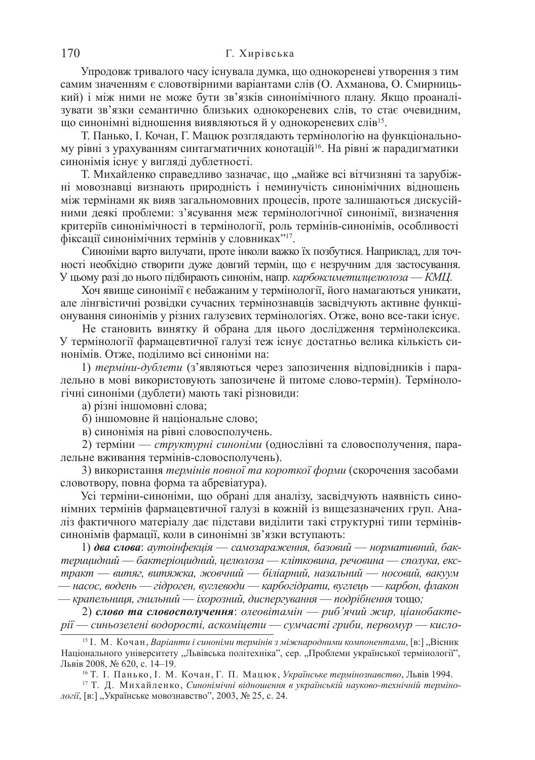Упродовж тривалого часу існувала думка, що однокореневі утворення з тим самим значенням є словотвірними варіантами слів (О. Ахманова, О. Смирницький) і між ними не може бути зв'язків синонімічного плану. Якщо проаналізувати зв'язки семантично близьких однокореневих слів, то стає очевидним, що синонімні відношення виявляються й у однокореневих слів[15].

Т. Панько, І. Кочан, Г. Мацюк розглядають термінологію на функціональному рівні з урахуванням синтагматичних конотацій[16]. На рівні ж парадигматики синонімія існує у вигляді дублетності.

Т. Михайленко справедливо зазначає, що „майже всі вітчизняні та зарубіжні мовознавці визнають природність і неминучість синонімічних відношень між термінами як вияв загальномовних процесів, проте залишаються дискусійними деякі проблеми: з'ясування меж термінологічної синонімії, визначення критеріїв синонімічності в термінології, роль термінів-синонімів, особливості фіксації синонімічних термінів у словниках"[17].

Синоніми варто вилучати, проте інколи важко їх позбутися. Наприклад, для точності необхідно створити дуже довгий термін, що є незручним для застосування. У цьому разі до нього підбирають синонім, напр. *карбоксиметилцелюлоза — КМЦ*.

Хоч явище синонімії є небажаним у термінології, його намагаються уникати, але лінгвістичні розвідки сучасних термінознавців засвідчують активне функціонування синонімів у різних галузевих термінологіях. Отже, воно все-таки існує.

Не становить винятку й обрана для цього дослідження терміолексика. У термінології фармацевтичної галузі теж існує достатньо велика кількість синонімів. Отже, поділимо всі синоніми на:

1) *терміни-дублети* (з'являються через запозичення відповідників і паралельно в мові використовують запозичене й питоме слово-термін). Термінологічні синоніми (дублети) мають такі різновиди:

а) різні іншомовні слова;

б) іншомовне й національне слово;

в) синонімія на рівні словосполучень.

2) терміни — *структурні синоніми* (однослівні та словосполучення, паралельне вживання термінів-словосполучень).

3) використання *термінів повної та короткої форми* (скорочення засобами словотвору, повна форма та абревіатура).

Усі терміни-синоніми, що обрані для аналізу, засвідчують наявність синонімних термінів фармацевтичної галузі в кожній із вищезазначених груп. Аналіз фактичного матеріалу дає підстави виділити такі структурні типи термінів-синонімів фармації, коли в синонімні зв'язки вступають:

1) ***два слова***: *аутоінфекція — самозараження, базовий — нормативний, бактерицидний — бактеріоцидний, целюлоза — клітковина, речовина — сполука, екстракт — витяг, витяжка, жовчний — біліарний, назальний — носовий, вакуум — насос, водень — гідроген, вуглеводи — карбогідрати, вуглець — карбон, флакон — крапельниця, гнильний — іхорозний, диспергування — подрібнення* тощо*;*

2) ***слово та словосполучення***: *олеовітамін — риб'ячий жир, ціанобактерії — синьозелені водорості, аскоміцети — сумчасті гриби, первомур — кисло-*

---

[15] І. М. Кочан, *Варіанти і синоніми термінів з міжнародними компонентами*, [в:] „Вісник Національного університету „Львівська політехніка", сер. „Проблеми української термінології", Львів 2008, № 620, с. 14–19.

[16] Т. І. Панько, І. М. Кочан, Г. П. Мацюк, *Українське термінознавство*, Львів 1994.

[17] Т. Д. Михайленко, *Синонімічні відношення в українській науково-технічній термінології*, [в:] „Українське мовознавство", 2003, № 25, с. 24.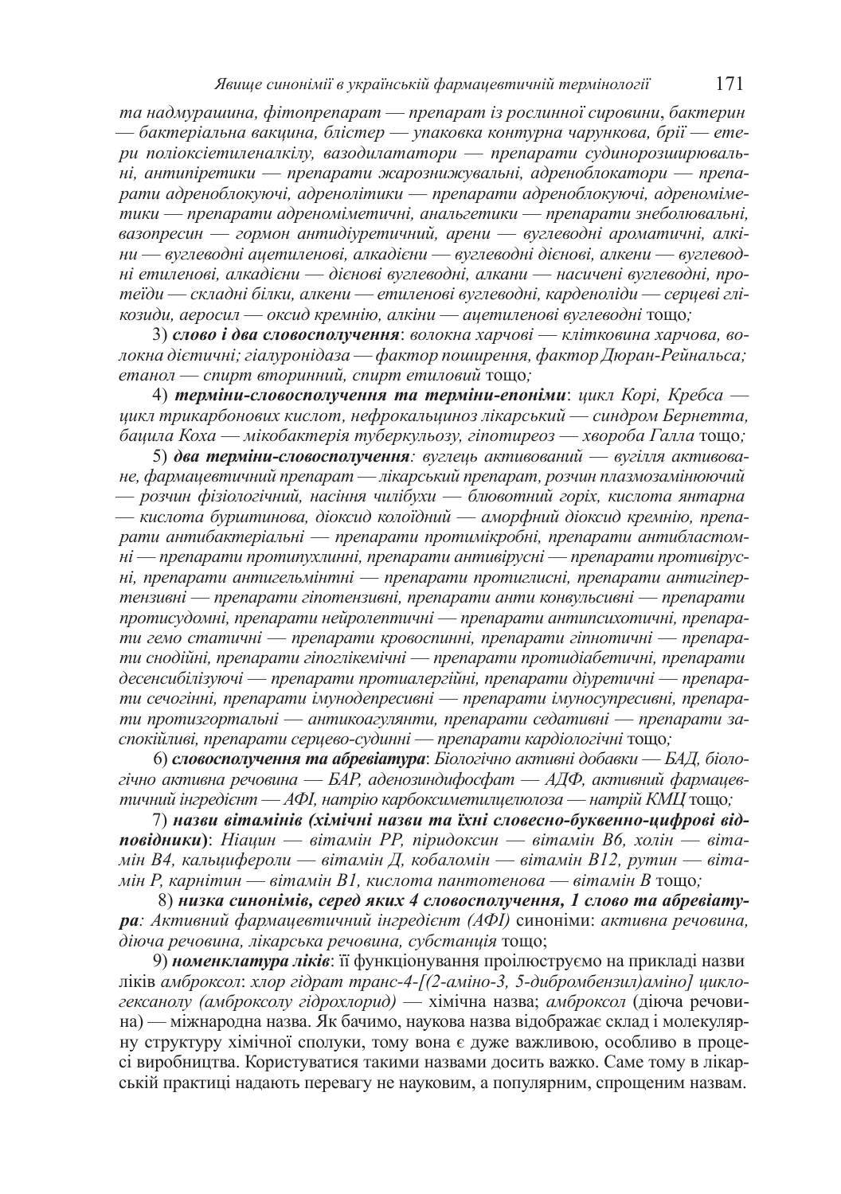*та надмурашина, фітопрепарат — препарат із рослинної сировини*, *бактерин — бактеріальна вакцина, блістер — упаковка контурна чарункова, брії — етери поліоксіетиленалкілу, вазодилататори — препарати судинорозширювальні, антипіретики — препарати жарознижувальні, адреноблокатори — препарати адреноблокуючі, адренолітики — препарати адреноблокуючі, адреноміметики — препарати адреноміметичні, анальгетики — препарати знеболювальні, вазопресин — гормон антидіуретичний, арени — вуглеводні ароматичні, алкіни — вуглеводні ацетиленові, алкадієни — вуглеводні дієнові, алкени — вуглеводні етиленові, алкадієни — дієнові вуглеводні, алкани — насичені вуглеводні, протеїди — складні білки, алкени — етиленові вуглеводні, карденоліди — серцеві глікозиди, аеросил — оксид кремнію, алкіни — ацетиленові вуглеводні* тощо*;*

3) ***слово і два словосполучення***: *волокна харчові — клітковина харчова, волокна дієтичні; гіалуронідаза — фактор поширення, фактор Дюран-Рейнальса; етанол — спирт вторинний, спирт етиловий* тощо*;*

4) ***терміни-словосполучення та терміни-епоніми***: *цикл Корі, Кребса — цикл трикарбонових кислот, нефрокальциноз лікарський — синдром Бернетта, бацила Коха — мікобактерія туберкульозу, гіпотиреоз — хвороба Галла* тощо*;*

5) ***два терміни-словосполучення****: вуглець активований — вугілля активоване, фармацевтичний препарат — лікарський препарат, розчин плазмозамінюючий — розчин фізіологічний, насіння чилібухи — блювотний горіх, кислота янтарна — кислота бурштинова, діоксид колоїдний — аморфний діоксид кремнію, препарати антибактеріальні — препарати протимікробні, препарати антибластомні — препарати протипухлинні, препарати антивірусні — препарати противірусні, препарати антигельмінтні — препарати протиглисні, препарати антигіпертензивні — препарати гіпотензивні, препарати анти конвульсивні — препарати протисудомні, препарати нейролептичні — препарати антипсихотичні, препарати гемо статичні — препарати кровоспинні, препарати гіпнотичні — препарати снодійні, препарати гіпоглікемічні — препарати протидіабетичні, препарати десенсибілізуючі — препарати протиалергійні, препарати діуретичні — препарати сечогінні, препарати імунодепресивні — препарати імуносупресивні, препарати протизгортальні — антикоагулянти, препарати седативні — препарати заспокійливі, препарати серцево-судинні — препарати кардіологічні* тощо*;*

6) ***словосполучення та абревіатура***: *Біологічно активні добавки — БАД, біологічно активна речовина — БАР, аденозиндифосфат — АДФ, активний фармацевтичний інгредієнт — АФІ, натрію карбоксиметилцелюлоза — натрій КМЦ* тощо*;*

7) ***назви вітамінів (хімічні назви та їхні словесно-буквенно-цифрові відповідники)***: *Ніацин — вітамін РР, піридоксин — вітамін В6, холін — вітамін В4, кальцифероли — вітамін Д, кобаломін — вітамін В12, рутин — вітамін Р, карнітин — вітамін В1, кислота пантотенова — вітамін В* тощо*;*

8) ***низка синонімів, серед яких 4 словосполучення, 1 слово та абревіатура****: Активний фармацевтичний інгредієнт (АФІ)* синоніми: *активна речовина, діюча речовина, лікарська речовина, субстанція* тощо;

9) ***номенклатура ліків***: її функціонування проілюструємо на прикладі назви ліків *амброксол*: *хлор гідрат транс-4-[(2-аміно-3, 5-дибромбензил)аміно] циклогексанолу (амброксолу гідрохлорид)* — хімічна назва; *амброксол* (діюча речовина) — міжнародна назва. Як бачимо, наукова назва відображає склад і молекулярну структуру хімічної сполуки, тому вона є дуже важливою, особливо в процесі виробництва. Користуватися такими назвами досить важко. Саме тому в лікарській практиці надають перевагу не науковим, а популярним, спрощеним назвам.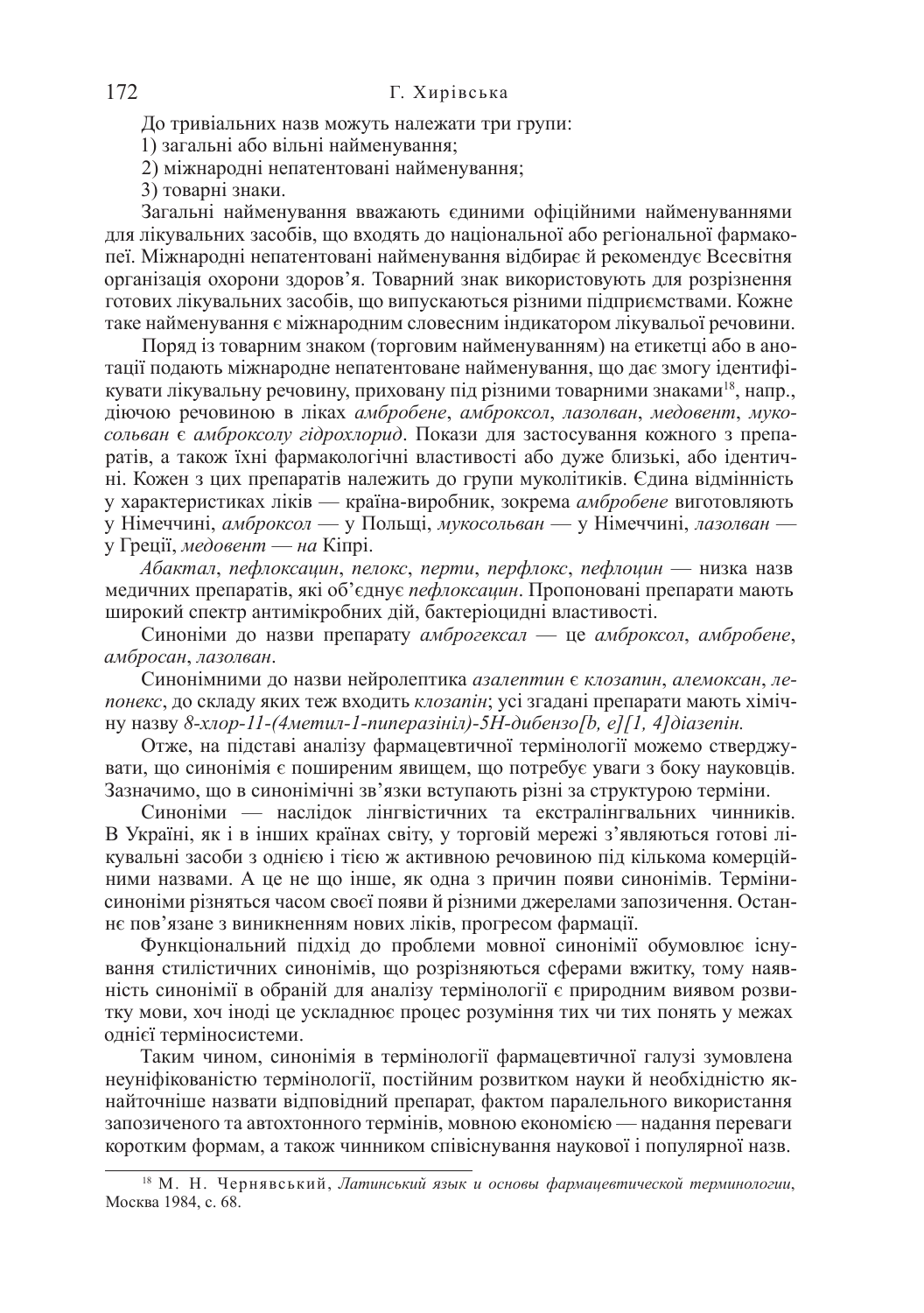До тривіальних назв можуть належати три групи:

1) загальні або вільні найменування;
2) міжнародні непатентовані найменування;
3) товарні знаки.

Загальні найменування вважають єдиними офіційними найменуваннями для лікувальних засобів, що входять до національної або регіональної фармакопеї. Міжнародні непатентовані найменування відбирає й рекомендує Всесвітня організація охорони здоров'я. Товарний знак використовують для розрізнення готових лікувальних засобів, що випускаються різними підприємствами. Кожне таке найменування є міжнародним словесним індикатором лікувальої речовини.

Поряд із товарним знаком (торговим найменуванням) на етикетці або в анотації подають міжнародне непатентоване найменування, що дає змогу ідентифікувати лікувальну речовину, приховану під різними товарними знаками[18], напр., діючою речовиною в ліках *амбробене*, *амброксол*, *лазолван*, *медовент*, *мукосольван* є *амброксолу гідрохлорид*. Покази для застосування кожного з препаратів, а також їхні фармакологічні властивості або дуже близькі, або ідентичні. Кожен з цих препаратів належить до групи муколітиків. Єдина відмінність у характеристиках ліків — країна-виробник, зокрема *амбробене* виготовляють у Німеччині, *амброксол* — у Польщі, *мукосольван* — у Німеччині, *лазолван* — у Греції, *медовент — на* Кіпрі.

*Абактал*, *пефлоксацин*, *пелокс*, *перти*, *перфлокс*, *пефлоцин* — низка назв медичних препаратів, які об'єднує *пефлоксацин*. Пропоновані препарати мають широкий спектр антимікробних дій, бактеріоцидні властивості.

Синоніми до назви препарату *амброгексал* — це *амброксол*, *амбробене*, *амбросан*, *лазолван*.

Синонімними до назви нейролептика *азалептин* є *клозапин*, *алемоксан*, *лепонекс*, до складу яких теж входить *клозапін*; усі згадані препарати мають хімічну назву *8-хлор-11-(4метил-1-пиперазініл)-5Н-дибензо[b, e][1, 4]діазепін.*

Отже, на підставі аналізу фармацевтичної термінології можемо стверджувати, що синонімія є поширеним явищем, що потребує уваги з боку науковців. Зазначимо, що в синонімічні зв'язки вступають різні за структурою терміни.

Синоніми — наслідок лінгвістичних та екстралінгвальних чинників. В Україні, як і в інших країнах світу, у торговій мережі з'являються готові лікувальні засоби з однією і тією ж активною речовиною під кількома комерційними назвами. А це не що інше, як одна з причин появи синонімів. Терміни-синоніми різняться часом своєї появи й різними джерелами запозичення. Останнє пов'язане з виникненням нових ліків, прогресом фармації.

Функціональний підхід до проблеми мовної синонімії обумовлює існування стилістичних синонімів, що розрізняються сферами вжитку, тому наявність синонімії в обраній для аналізу термінології є природним виявом розвитку мови, хоч іноді це ускладнює процес розуміння тих чи тих понять у межах однієї терміносистеми.

Таким чином, синонімія в термінології фармацевтичної галузі зумовлена неуніфікованістю термінології, постійним розвитком науки й необхідністю якнайточніше назвати відповідний препарат, фактом паралельного використання запозиченого та автохтонного термінів, мовною економією — надання переваги коротким формам, а також чинником співіснування наукової і популярної назв.

---

[18] М. Н. Чернявський, *Латинський язык и основы фармацевтической терминологии*, Москва 1984, с. 68.